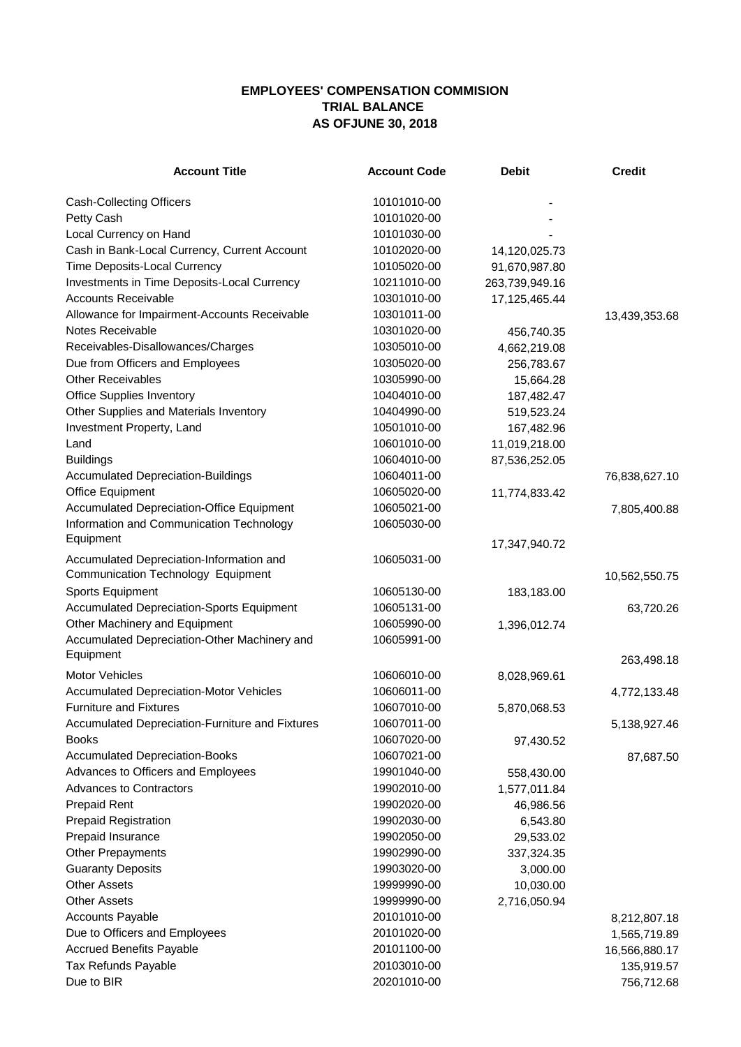**EMPLOYEES' COMPENSATION COMMISION**
**TRIAL BALANCE**
**AS OFJUNE 30, 2018**

| Account Title | Account Code | Debit | Credit |
|---|---|---|---|
| Cash-Collecting Officers | 10101010-00 | - | |
| Petty Cash | 10101020-00 | - | |
| Local Currency on Hand | 10101030-00 | - | |
| Cash in Bank-Local Currency, Current Account | 10102020-00 | 14,120,025.73 | |
| Time Deposits-Local Currency | 10105020-00 | 91,670,987.80 | |
| Investments in Time Deposits-Local Currency | 10211010-00 | 263,739,949.16 | |
| Accounts Receivable | 10301010-00 | 17,125,465.44 | |
| Allowance for Impairment-Accounts Receivable | 10301011-00 | | 13,439,353.68 |
| Notes Receivable | 10301020-00 | 456,740.35 | |
| Receivables-Disallowances/Charges | 10305010-00 | 4,662,219.08 | |
| Due from Officers and Employees | 10305020-00 | 256,783.67 | |
| Other Receivables | 10305990-00 | 15,664.28 | |
| Office Supplies Inventory | 10404010-00 | 187,482.47 | |
| Other Supplies and Materials Inventory | 10404990-00 | 519,523.24 | |
| Investment Property, Land | 10501010-00 | 167,482.96 | |
| Land | 10601010-00 | 11,019,218.00 | |
| Buildings | 10604010-00 | 87,536,252.05 | |
| Accumulated Depreciation-Buildings | 10604011-00 | | 76,838,627.10 |
| Office Equipment | 10605020-00 | 11,774,833.42 | |
| Accumulated Depreciation-Office Equipment | 10605021-00 | | 7,805,400.88 |
| Information and Communication Technology Equipment | 10605030-00 | 17,347,940.72 | |
| Accumulated Depreciation-Information and Communication Technology Equipment | 10605031-00 | | 10,562,550.75 |
| Sports Equipment | 10605130-00 | 183,183.00 | |
| Accumulated Depreciation-Sports Equipment | 10605131-00 | | 63,720.26 |
| Other Machinery and Equipment | 10605990-00 | 1,396,012.74 | |
| Accumulated Depreciation-Other Machinery and Equipment | 10605991-00 | | 263,498.18 |
| Motor Vehicles | 10606010-00 | 8,028,969.61 | |
| Accumulated Depreciation-Motor Vehicles | 10606011-00 | | 4,772,133.48 |
| Furniture and Fixtures | 10607010-00 | 5,870,068.53 | |
| Accumulated Depreciation-Furniture and Fixtures | 10607011-00 | | 5,138,927.46 |
| Books | 10607020-00 | 97,430.52 | |
| Accumulated Depreciation-Books | 10607021-00 | | 87,687.50 |
| Advances to Officers and Employees | 19901040-00 | 558,430.00 | |
| Advances to Contractors | 19902010-00 | 1,577,011.84 | |
| Prepaid Rent | 19902020-00 | 46,986.56 | |
| Prepaid Registration | 19902030-00 | 6,543.80 | |
| Prepaid Insurance | 19902050-00 | 29,533.02 | |
| Other Prepayments | 19902990-00 | 337,324.35 | |
| Guaranty Deposits | 19903020-00 | 3,000.00 | |
| Other Assets | 19999990-00 | 10,030.00 | |
| Other Assets | 19999990-00 | 2,716,050.94 | |
| Accounts Payable | 20101010-00 | | 8,212,807.18 |
| Due to Officers and Employees | 20101020-00 | | 1,565,719.89 |
| Accrued Benefits Payable | 20101100-00 | | 16,566,880.17 |
| Tax Refunds Payable | 20103010-00 | | 135,919.57 |
| Due to BIR | 20201010-00 | | 756,712.68 |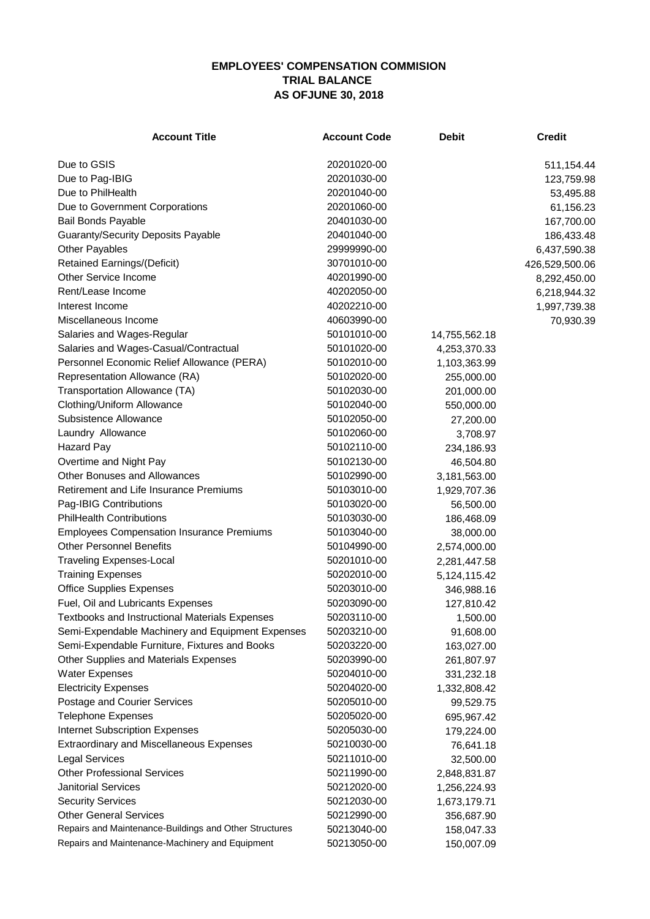**EMPLOYEES' COMPENSATION COMMISION**
**TRIAL BALANCE**
**AS OFJUNE 30, 2018**

| Account Title | Account Code | Debit | Credit |
|---|---|---|---|
| Due to GSIS | 20201020-00 | | 511,154.44 |
| Due to Pag-IBIG | 20201030-00 | | 123,759.98 |
| Due to PhilHealth | 20201040-00 | | 53,495.88 |
| Due to Government Corporations | 20201060-00 | | 61,156.23 |
| Bail Bonds Payable | 20401030-00 | | 167,700.00 |
| Guaranty/Security Deposits Payable | 20401040-00 | | 186,433.48 |
| Other Payables | 29999990-00 | | 6,437,590.38 |
| Retained Earnings/(Deficit) | 30701010-00 | | 426,529,500.06 |
| Other Service Income | 40201990-00 | | 8,292,450.00 |
| Rent/Lease Income | 40202050-00 | | 6,218,944.32 |
| Interest Income | 40202210-00 | | 1,997,739.38 |
| Miscellaneous Income | 40603990-00 | | 70,930.39 |
| Salaries and Wages-Regular | 50101010-00 | 14,755,562.18 | |
| Salaries and Wages-Casual/Contractual | 50101020-00 | 4,253,370.33 | |
| Personnel Economic Relief Allowance (PERA) | 50102010-00 | 1,103,363.99 | |
| Representation Allowance (RA) | 50102020-00 | 255,000.00 | |
| Transportation Allowance (TA) | 50102030-00 | 201,000.00 | |
| Clothing/Uniform Allowance | 50102040-00 | 550,000.00 | |
| Subsistence Allowance | 50102050-00 | 27,200.00 | |
| Laundry Allowance | 50102060-00 | 3,708.97 | |
| Hazard Pay | 50102110-00 | 234,186.93 | |
| Overtime and Night Pay | 50102130-00 | 46,504.80 | |
| Other Bonuses and Allowances | 50102990-00 | 3,181,563.00 | |
| Retirement and Life Insurance Premiums | 50103010-00 | 1,929,707.36 | |
| Pag-IBIG Contributions | 50103020-00 | 56,500.00 | |
| PhilHealth Contributions | 50103030-00 | 186,468.09 | |
| Employees Compensation Insurance Premiums | 50103040-00 | 38,000.00 | |
| Other Personnel Benefits | 50104990-00 | 2,574,000.00 | |
| Traveling Expenses-Local | 50201010-00 | 2,281,447.58 | |
| Training Expenses | 50202010-00 | 5,124,115.42 | |
| Office Supplies Expenses | 50203010-00 | 346,988.16 | |
| Fuel, Oil and Lubricants Expenses | 50203090-00 | 127,810.42 | |
| Textbooks and Instructional Materials Expenses | 50203110-00 | 1,500.00 | |
| Semi-Expendable Machinery and Equipment Expenses | 50203210-00 | 91,608.00 | |
| Semi-Expendable Furniture, Fixtures and Books | 50203220-00 | 163,027.00 | |
| Other Supplies and Materials Expenses | 50203990-00 | 261,807.97 | |
| Water Expenses | 50204010-00 | 331,232.18 | |
| Electricity Expenses | 50204020-00 | 1,332,808.42 | |
| Postage and Courier Services | 50205010-00 | 99,529.75 | |
| Telephone Expenses | 50205020-00 | 695,967.42 | |
| Internet Subscription Expenses | 50205030-00 | 179,224.00 | |
| Extraordinary and Miscellaneous Expenses | 50210030-00 | 76,641.18 | |
| Legal Services | 50211010-00 | 32,500.00 | |
| Other Professional Services | 50211990-00 | 2,848,831.87 | |
| Janitorial Services | 50212020-00 | 1,256,224.93 | |
| Security Services | 50212030-00 | 1,673,179.71 | |
| Other General Services | 50212990-00 | 356,687.90 | |
| Repairs and Maintenance-Buildings and Other Structures | 50213040-00 | 158,047.33 | |
| Repairs and Maintenance-Machinery and Equipment | 50213050-00 | 150,007.09 | |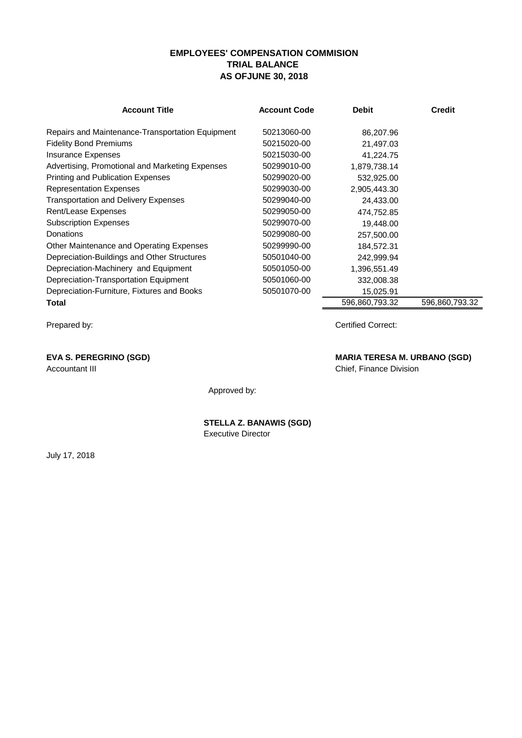**EMPLOYEES' COMPENSATION COMMISION**
**TRIAL BALANCE**
**AS OFJUNE 30, 2018**

| Account Title | Account Code | Debit | Credit |
|---|---|---|---|
| Repairs and Maintenance-Transportation Equipment | 50213060-00 | 86,207.96 | |
| Fidelity Bond Premiums | 50215020-00 | 21,497.03 | |
| Insurance Expenses | 50215030-00 | 41,224.75 | |
| Advertising, Promotional and Marketing Expenses | 50299010-00 | 1,879,738.14 | |
| Printing and Publication Expenses | 50299020-00 | 532,925.00 | |
| Representation Expenses | 50299030-00 | 2,905,443.30 | |
| Transportation and Delivery Expenses | 50299040-00 | 24,433.00 | |
| Rent/Lease Expenses | 50299050-00 | 474,752.85 | |
| Subscription Expenses | 50299070-00 | 19,448.00 | |
| Donations | 50299080-00 | 257,500.00 | |
| Other Maintenance and Operating Expenses | 50299990-00 | 184,572.31 | |
| Depreciation-Buildings and Other Structures | 50501040-00 | 242,999.94 | |
| Depreciation-Machinery and Equipment | 50501050-00 | 1,396,551.49 | |
| Depreciation-Transportation Equipment | 50501060-00 | 332,008.38 | |
| Depreciation-Furniture, Fixtures and Books | 50501070-00 | 15,025.91 | |
| **Total** | | 596,860,793.32 | 596,860,793.32 |

Prepared by:

**EVA S. PEREGRINO (SGD)**
Accountant III

Certified Correct:

**MARIA TERESA M. URBANO (SGD)**
Chief, Finance Division

Approved by:

**STELLA Z. BANAWIS (SGD)**
Executive Director

July 17, 2018